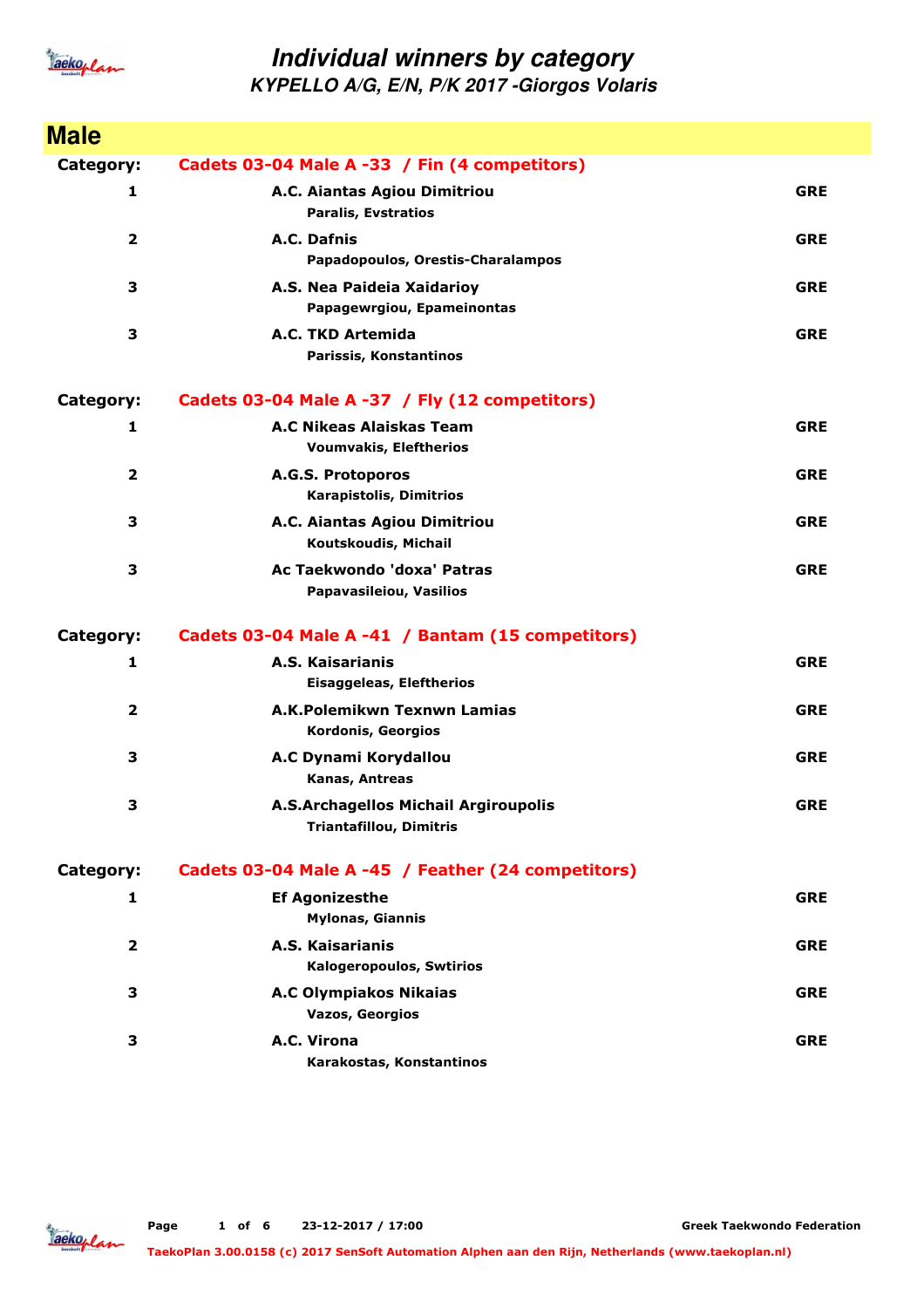# Individual winners by category

## KYPELLO A/G, E/N, P/K 2017 -Giorgos Volaris

## Male

**Category:** Cadets 03-04 Male A -33 / Fin (4 competitors)

| Place | Club / Name | Country |
|---|---|---|
| 1 | **A.C. Aiantas Agiou Dimitriou**<br>Paralis, Evstratios | GRE |
| 2 | **A.C. Dafnis**<br>Papadopoulos, Orestis-Charalampos | GRE |
| 3 | **A.S. Nea Paideia Xaidarioy**<br>Papagewrgiou, Epameinontas | GRE |
| 3 | **A.C. TKD Artemida**<br>Parissis, Konstantinos | GRE |

**Category:** Cadets 03-04 Male A -37 / Fly (12 competitors)

| Place | Club / Name | Country |
|---|---|---|
| 1 | **A.C Nikeas Alaiskas Team**<br>Voumvakis, Eleftherios | GRE |
| 2 | **A.G.S. Protoporos**<br>Karapistolis, Dimitrios | GRE |
| 3 | **A.C. Aiantas Agiou Dimitriou**<br>Koutskoudis, Michail | GRE |
| 3 | **Ac Taekwondo 'doxa' Patras**<br>Papavasileiou, Vasilios | GRE |

**Category:** Cadets 03-04 Male A -41 / Bantam (15 competitors)

| Place | Club / Name | Country |
|---|---|---|
| 1 | **A.S. Kaisarianis**<br>Eisaggeleas, Eleftherios | GRE |
| 2 | **A.K.Polemikwn Texnwn Lamias**<br>Kordonis, Georgios | GRE |
| 3 | **A.C Dynami Korydallou**<br>Kanas, Antreas | GRE |
| 3 | **A.S.Archagellos Michail Argiroupolis**<br>Triantafillou, Dimitris | GRE |

**Category:** Cadets 03-04 Male A -45 / Feather (24 competitors)

| Place | Club / Name | Country |
|---|---|---|
| 1 | **Ef Agonizesthe**<br>Mylonas, Giannis | GRE |
| 2 | **A.S. Kaisarianis**<br>Kalogeropoulos, Swtirios | GRE |
| 3 | **A.C Olympiakos Nikaias**<br>Vazos, Georgios | GRE |
| 3 | **A.C. Virona**<br>Karakostas, Konstantinos | GRE |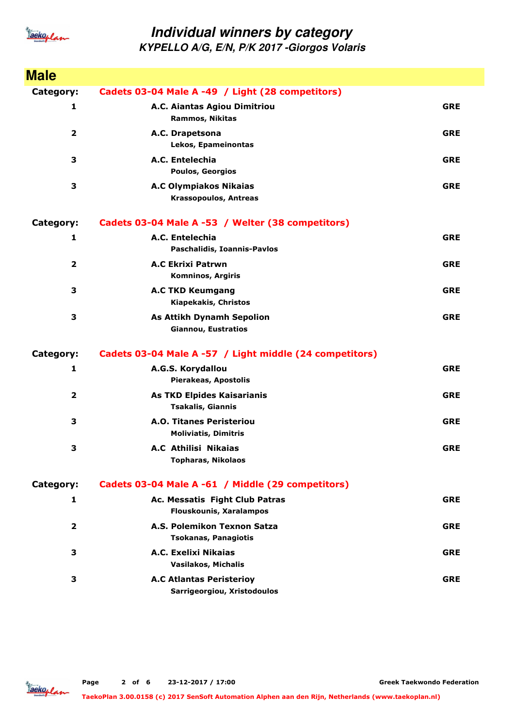# Individual winners by category

## KYPELLO A/G, E/N, P/K 2017 -Giorgos Volaris

## Male

**Category:** Cadets 03-04 Male A -49 / Light (28 competitors)

| | | |
|---|---|---|
| 1 | A.C. Aiantas Agiou Dimitriou<br>Rammos, Nikitas | GRE |
| 2 | A.C. Drapetsona<br>Lekos, Epameinontas | GRE |
| 3 | A.C. Entelechia<br>Poulos, Georgios | GRE |
| 3 | A.C Olympiakos Nikaias<br>Krassopoulos, Antreas | GRE |

**Category:** Cadets 03-04 Male A -53 / Welter (38 competitors)

| | | |
|---|---|---|
| 1 | A.C. Entelechia<br>Paschalidis, Ioannis-Pavlos | GRE |
| 2 | A.C Ekrixi Patrwn<br>Komninos, Argiris | GRE |
| 3 | A.C TKD Keumgang<br>Kiapekakis, Christos | GRE |
| 3 | As Attikh Dynamh Sepolion<br>Giannou, Eustratios | GRE |

**Category:** Cadets 03-04 Male A -57 / Light middle (24 competitors)

| | | |
|---|---|---|
| 1 | A.G.S. Korydallou<br>Pierakeas, Apostolis | GRE |
| 2 | As TKD Elpides Kaisarianis<br>Tsakalis, Giannis | GRE |
| 3 | A.O. Titanes Peristeriou<br>Moliviatis, Dimitris | GRE |
| 3 | A.C Athilisi Nikaias<br>Topharas, Nikolaos | GRE |

**Category:** Cadets 03-04 Male A -61 / Middle (29 competitors)

| | | |
|---|---|---|
| 1 | Ac. Messatis Fight Club Patras<br>Flouskounis, Xaralampos | GRE |
| 2 | A.S. Polemikon Texnon Satza<br>Tsokanas, Panagiotis | GRE |
| 3 | A.C. Exelixi Nikaias<br>Vasilakos, Michalis | GRE |
| 3 | A.C Atlantas Peristerioy<br>Sarrigeorgiou, Xristodoulos | GRE |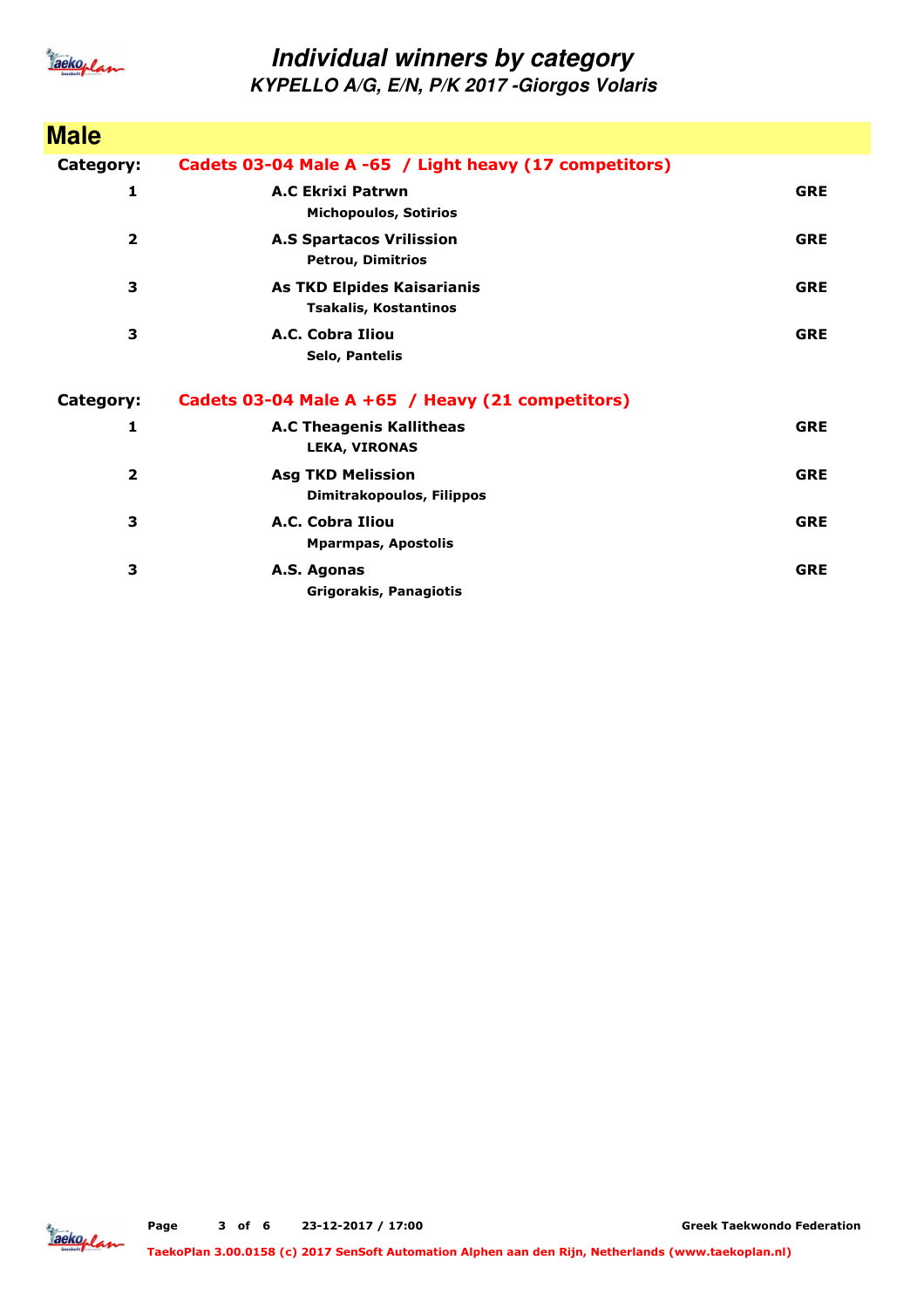# Individual winners by category

## KYPELLO A/G, E/N, P/K 2017 -Giorgos Volaris

## Male

**Category:** Cadets 03-04 Male A -65 / Light heavy (17 competitors)

| Place | Club / Name | Country |
|---|---|---|
| 1 | **A.C Ekrixi Patrwn**<br>Michopoulos, Sotirios | GRE |
| 2 | **A.S Spartacos Vrilission**<br>Petrou, Dimitrios | GRE |
| 3 | **As TKD Elpides Kaisarianis**<br>Tsakalis, Kostantinos | GRE |
| 3 | **A.C. Cobra Iliou**<br>Selo, Pantelis | GRE |

**Category:** Cadets 03-04 Male A +65 / Heavy (21 competitors)

| Place | Club / Name | Country |
|---|---|---|
| 1 | **A.C Theagenis Kallitheas**<br>LEKA, VIRONAS | GRE |
| 2 | **Asg TKD Melission**<br>Dimitrakopoulos, Filippos | GRE |
| 3 | **A.C. Cobra Iliou**<br>Mparmpas, Apostolis | GRE |
| 3 | **A.S. Agonas**<br>Grigorakis, Panagiotis | GRE |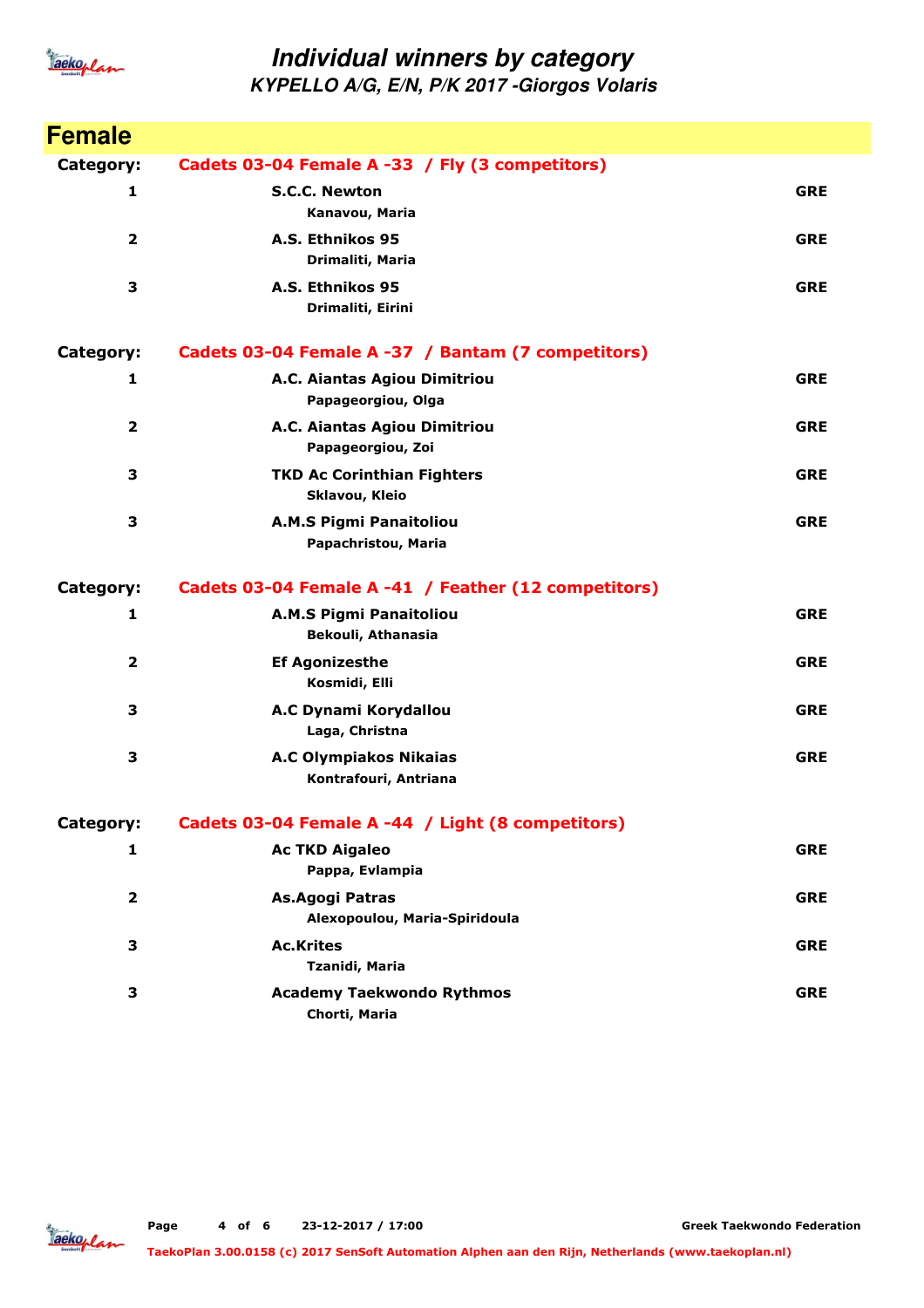# Individual winners by category

## KYPELLO A/G, E/N, P/K 2017 -Giorgos Volaris

## Female

**Category: Cadets 03-04 Female A -33 / Fly (3 competitors)**

| Place | Club / Name | Country |
|---|---|---|
| 1 | **S.C.C. Newton**<br>Kanavou, Maria | GRE |
| 2 | **A.S. Ethnikos 95**<br>Drimaliti, Maria | GRE |
| 3 | **A.S. Ethnikos 95**<br>Drimaliti, Eirini | GRE |

**Category: Cadets 03-04 Female A -37 / Bantam (7 competitors)**

| Place | Club / Name | Country |
|---|---|---|
| 1 | **A.C. Aiantas Agiou Dimitriou**<br>Papageorgiou, Olga | GRE |
| 2 | **A.C. Aiantas Agiou Dimitriou**<br>Papageorgiou, Zoi | GRE |
| 3 | **TKD Ac Corinthian Fighters**<br>Sklavou, Kleio | GRE |
| 3 | **A.M.S Pigmi Panaitoliou**<br>Papachristou, Maria | GRE |

**Category: Cadets 03-04 Female A -41 / Feather (12 competitors)**

| Place | Club / Name | Country |
|---|---|---|
| 1 | **A.M.S Pigmi Panaitoliou**<br>Bekouli, Athanasia | GRE |
| 2 | **Ef Agonizesthe**<br>Kosmidi, Elli | GRE |
| 3 | **A.C Dynami Korydallou**<br>Laga, Christna | GRE |
| 3 | **A.C Olympiakos Nikaias**<br>Kontrafouri, Antriana | GRE |

**Category: Cadets 03-04 Female A -44 / Light (8 competitors)**

| Place | Club / Name | Country |
|---|---|---|
| 1 | **Ac TKD Aigaleo**<br>Pappa, Evlampia | GRE |
| 2 | **As.Agogi Patras**<br>Alexopoulou, Maria-Spiridoula | GRE |
| 3 | **Ac.Krites**<br>Tzanidi, Maria | GRE |
| 3 | **Academy Taekwondo Rythmos**<br>Chorti, Maria | GRE |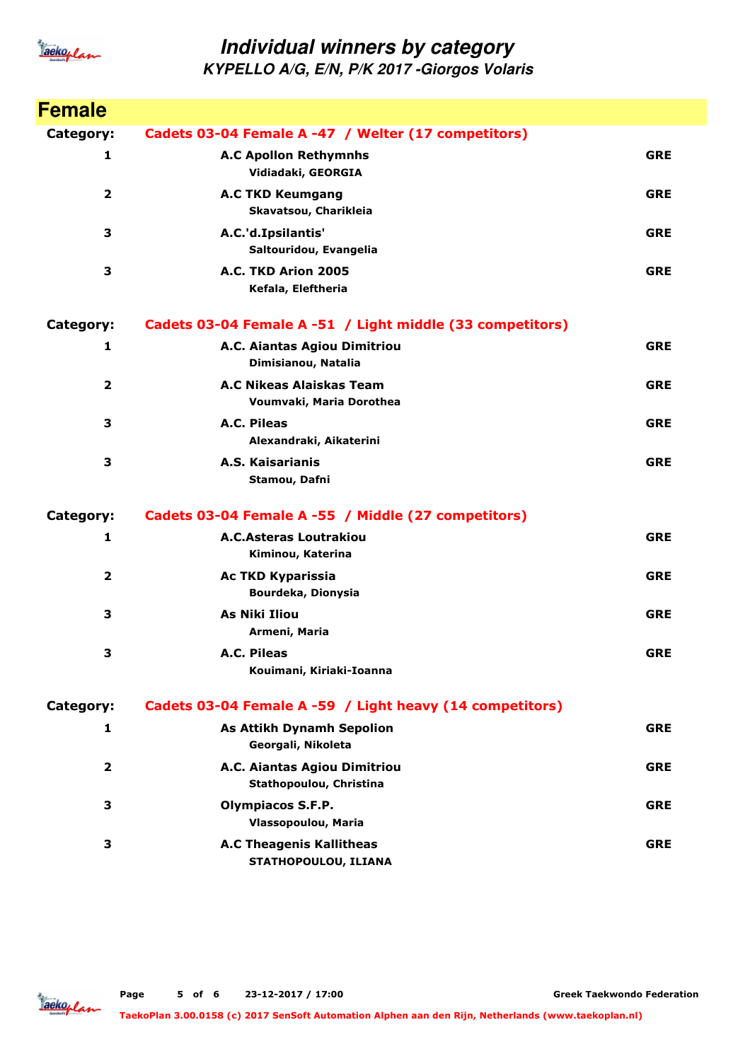# Individual winners by category

## KYPELLO A/G, E/N, P/K 2017 -Giorgos Volaris

## Female

**Category: Cadets 03-04 Female A -47 / Welter (17 competitors)**

| Place | Club / Name | Country |
|---|---|---|
| 1 | **A.C Apollon Rethymnhs**<br>Vidiadaki, GEORGIA | GRE |
| 2 | **A.C TKD Keumgang**<br>Skavatsou, Charikleia | GRE |
| 3 | **A.C.'d.Ipsilantis'**<br>Saltouridou, Evangelia | GRE |
| 3 | **A.C. TKD Arion 2005**<br>Kefala, Eleftheria | GRE |

**Category: Cadets 03-04 Female A -51 / Light middle (33 competitors)**

| Place | Club / Name | Country |
|---|---|---|
| 1 | **A.C. Aiantas Agiou Dimitriou**<br>Dimisianou, Natalia | GRE |
| 2 | **A.C Nikeas Alaiskas Team**<br>Voumvaki, Maria Dorothea | GRE |
| 3 | **A.C. Pileas**<br>Alexandraki, Aikaterini | GRE |
| 3 | **A.S. Kaisarianis**<br>Stamou, Dafni | GRE |

**Category: Cadets 03-04 Female A -55 / Middle (27 competitors)**

| Place | Club / Name | Country |
|---|---|---|
| 1 | **A.C.Asteras Loutrakiou**<br>Kiminou, Katerina | GRE |
| 2 | **Ac TKD Kyparissia**<br>Bourdeka, Dionysia | GRE |
| 3 | **As Niki Iliou**<br>Armeni, Maria | GRE |
| 3 | **A.C. Pileas**<br>Kouimani, Kiriaki-Ioanna | GRE |

**Category: Cadets 03-04 Female A -59 / Light heavy (14 competitors)**

| Place | Club / Name | Country |
|---|---|---|
| 1 | **As Attikh Dynamh Sepolion**<br>Georgali, Nikoleta | GRE |
| 2 | **A.C. Aiantas Agiou Dimitriou**<br>Stathopoulou, Christina | GRE |
| 3 | **Olympiacos S.F.P.**<br>Vlassopoulou, Maria | GRE |
| 3 | **A.C Theagenis Kallitheas**<br>STATHOPOULOU, ILIANA | GRE |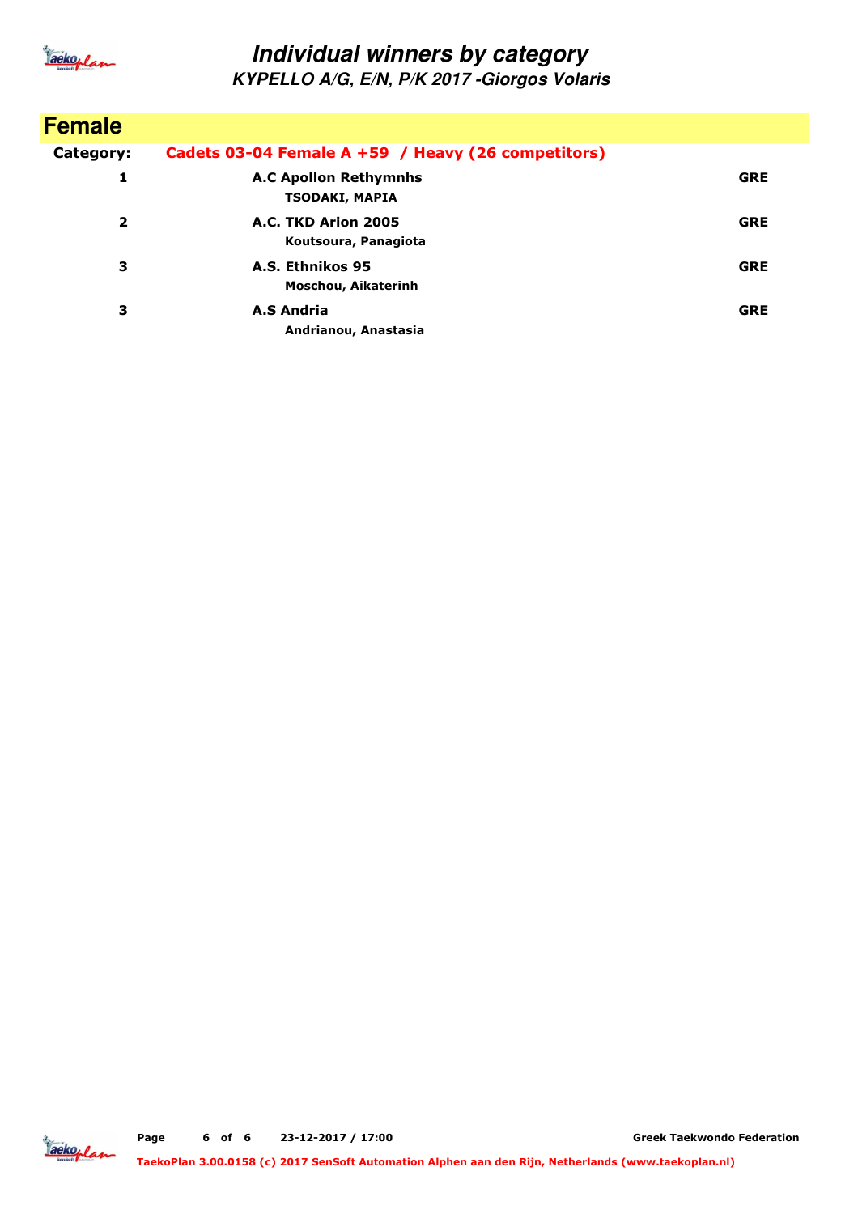# Individual winners by category

## KYPELLO A/G, E/N, P/K 2017 -Giorgos Volaris

## Female

**Category:** Cadets 03-04 Female A +59 / Heavy (26 competitors)

| | | |
|---|---|---|
| 1 | **A.C Apollon Rethymnhs**<br>TSODAKI, MAPIA | GRE |
| 2 | **A.C. TKD Arion 2005**<br>Koutsoura, Panagiota | GRE |
| 3 | **A.S. Ethnikos 95**<br>Moschou, Aikaterinh | GRE |
| 3 | **A.S Andria**<br>Andrianou, Anastasia | GRE |

23-12-2017 / 17:00

Greek Taekwondo Federation

TaekoPlan 3.00.0158 (c) 2017 SenSoft Automation Alphen aan den Rijn, Netherlands (www.taekoplan.nl)